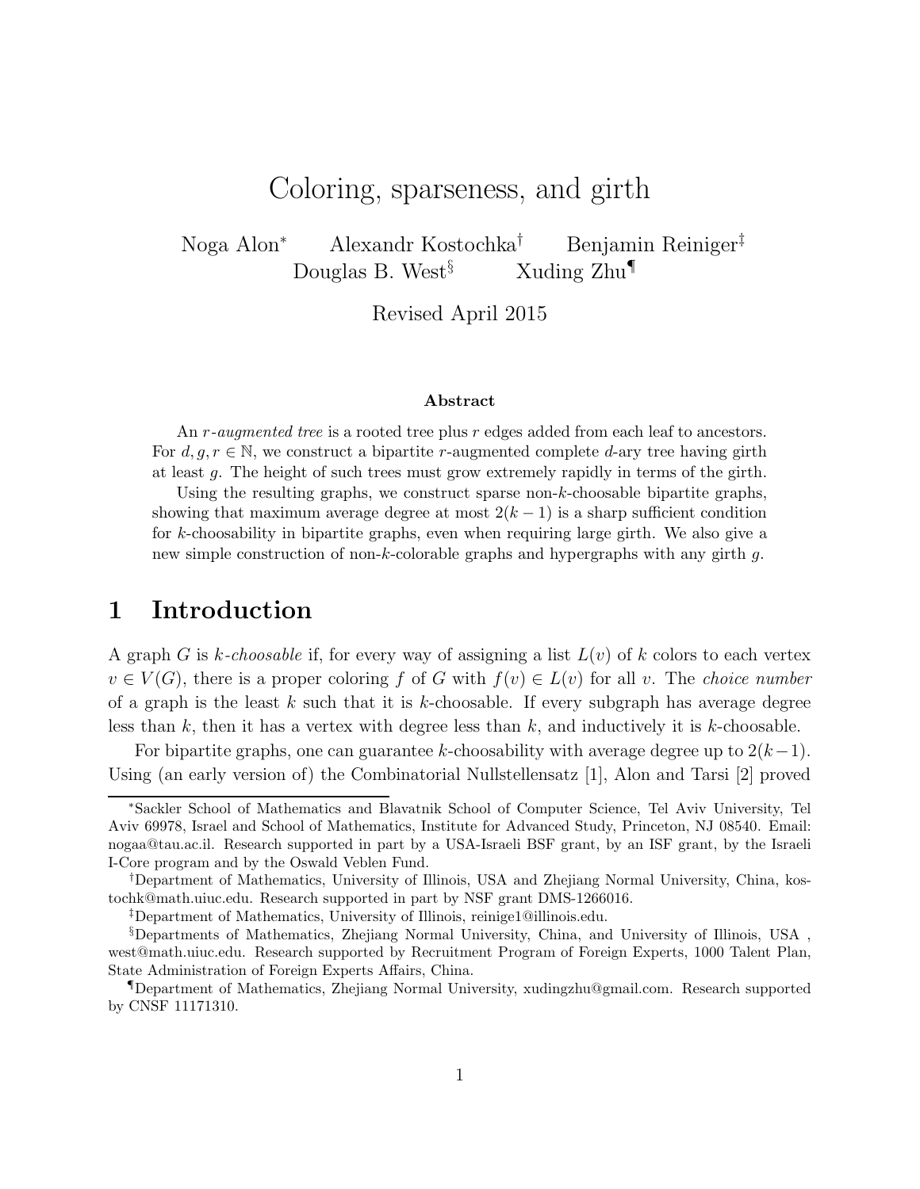# Coloring, sparseness, and girth

Noga Alon* Alexandr Kostochka† Benjamin Reiniger‡ Douglas B. West§ Xuding Zhu¶

Revised April 2015

### Abstract

An *r-augmented tree* is a rooted tree plus $r$ edges added from each leaf to ancestors. For $d, g, r \in \mathbb{N}$, we construct a bipartite $r$-augmented complete $d$-ary tree having girth at least $g$. The height of such trees must grow extremely rapidly in terms of the girth.

Using the resulting graphs, we construct sparse non-$k$-choosable bipartite graphs, showing that maximum average degree at most $2(k-1)$ is a sharp sufficient condition for $k$-choosability in bipartite graphs, even when requiring large girth. We also give a new simple construction of non-$k$-colorable graphs and hypergraphs with any girth $g$.

## 1 Introduction

A graph $G$ is *k-choosable* if, for every way of assigning a list $L(v)$ of $k$ colors to each vertex $v \in V(G)$, there is a proper coloring $f$ of $G$ with $f(v) \in L(v)$ for all $v$. The *choice number* of a graph is the least $k$ such that it is $k$-choosable. If every subgraph has average degree less than $k$, then it has a vertex with degree less than $k$, and inductively it is $k$-choosable.

For bipartite graphs, one can guarantee $k$-choosability with average degree up to $2(k-1)$. Using (an early version of) the Combinatorial Nullstellensatz [1], Alon and Tarsi [2] proved

---

*Sackler School of Mathematics and Blavatnik School of Computer Science, Tel Aviv University, Tel Aviv 69978, Israel and School of Mathematics, Institute for Advanced Study, Princeton, NJ 08540. Email: nogaa@tau.ac.il. Research supported in part by a USA-Israeli BSF grant, by an ISF grant, by the Israeli I-Core program and by the Oswald Veblen Fund.

†Department of Mathematics, University of Illinois, USA and Zhejiang Normal University, China, kostochk@math.uiuc.edu. Research supported in part by NSF grant DMS-1266016.

‡Department of Mathematics, University of Illinois, reinige1@illinois.edu.

§Departments of Mathematics, Zhejiang Normal University, China, and University of Illinois, USA , west@math.uiuc.edu. Research supported by Recruitment Program of Foreign Experts, 1000 Talent Plan, State Administration of Foreign Experts Affairs, China.

¶Department of Mathematics, Zhejiang Normal University, xudingzhu@gmail.com. Research supported by CNSF 11171310.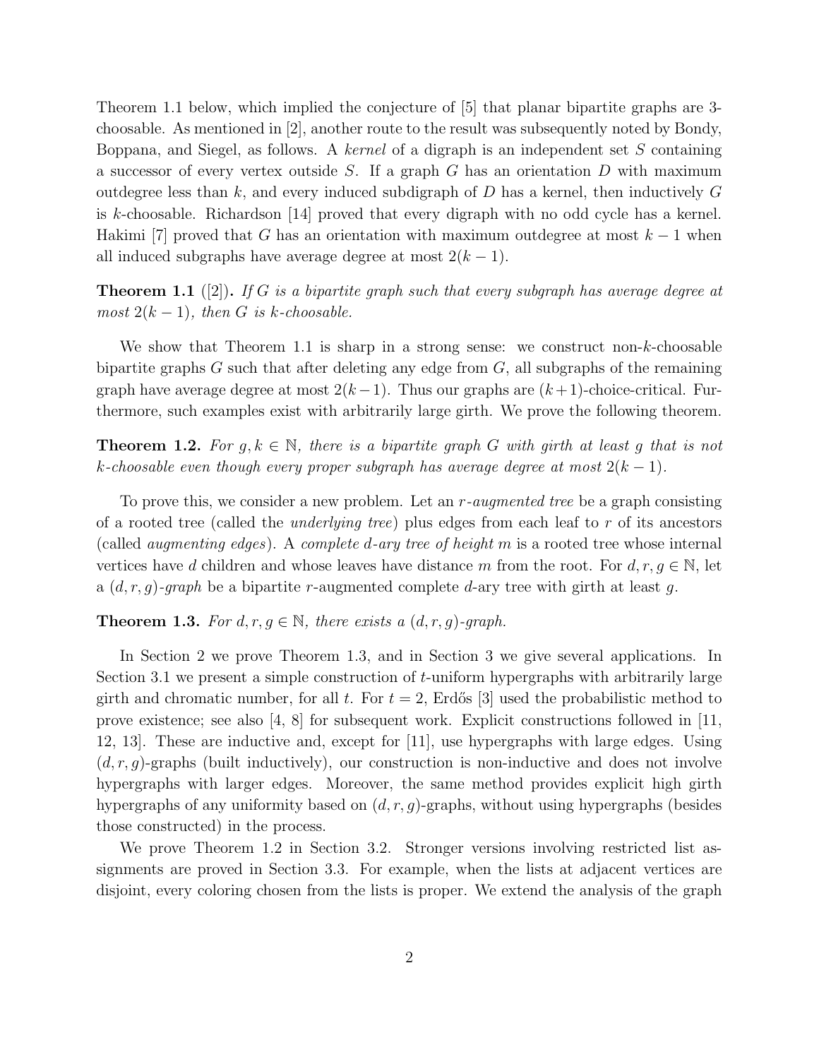Theorem 1.1 below, which implied the conjecture of [5] that planar bipartite graphs are 3-choosable. As mentioned in [2], another route to the result was subsequently noted by Bondy, Boppana, and Siegel, as follows. A *kernel* of a digraph is an independent set $S$ containing a successor of every vertex outside $S$. If a graph $G$ has an orientation $D$ with maximum outdegree less than $k$, and every induced subdigraph of $D$ has a kernel, then inductively $G$ is $k$-choosable. Richardson [14] proved that every digraph with no odd cycle has a kernel. Hakimi [7] proved that $G$ has an orientation with maximum outdegree at most $k-1$ when all induced subgraphs have average degree at most $2(k-1)$.

**Theorem 1.1** ([2]). *If $G$ is a bipartite graph such that every subgraph has average degree at most $2(k-1)$, then $G$ is $k$-choosable.*

We show that Theorem 1.1 is sharp in a strong sense: we construct non-$k$-choosable bipartite graphs $G$ such that after deleting any edge from $G$, all subgraphs of the remaining graph have average degree at most $2(k-1)$. Thus our graphs are $(k+1)$-choice-critical. Furthermore, such examples exist with arbitrarily large girth. We prove the following theorem.

**Theorem 1.2.** *For $g, k \in \mathbb{N}$, there is a bipartite graph $G$ with girth at least $g$ that is not $k$-choosable even though every proper subgraph has average degree at most $2(k-1)$.*

To prove this, we consider a new problem. Let an *$r$-augmented tree* be a graph consisting of a rooted tree (called the *underlying tree*) plus edges from each leaf to $r$ of its ancestors (called *augmenting edges*). A *complete $d$-ary tree of height $m$* is a rooted tree whose internal vertices have $d$ children and whose leaves have distance $m$ from the root. For $d, r, g \in \mathbb{N}$, let a *$(d, r, g)$-graph* be a bipartite $r$-augmented complete $d$-ary tree with girth at least $g$.

**Theorem 1.3.** *For $d, r, g \in \mathbb{N}$, there exists a $(d, r, g)$-graph.*

In Section 2 we prove Theorem 1.3, and in Section 3 we give several applications. In Section 3.1 we present a simple construction of $t$-uniform hypergraphs with arbitrarily large girth and chromatic number, for all $t$. For $t = 2$, Erdős [3] used the probabilistic method to prove existence; see also [4, 8] for subsequent work. Explicit constructions followed in [11, 12, 13]. These are inductive and, except for [11], use hypergraphs with large edges. Using $(d, r, g)$-graphs (built inductively), our construction is non-inductive and does not involve hypergraphs with larger edges. Moreover, the same method provides explicit high girth hypergraphs of any uniformity based on $(d, r, g)$-graphs, without using hypergraphs (besides those constructed) in the process.

We prove Theorem 1.2 in Section 3.2. Stronger versions involving restricted list assignments are proved in Section 3.3. For example, when the lists at adjacent vertices are disjoint, every coloring chosen from the lists is proper. We extend the analysis of the graph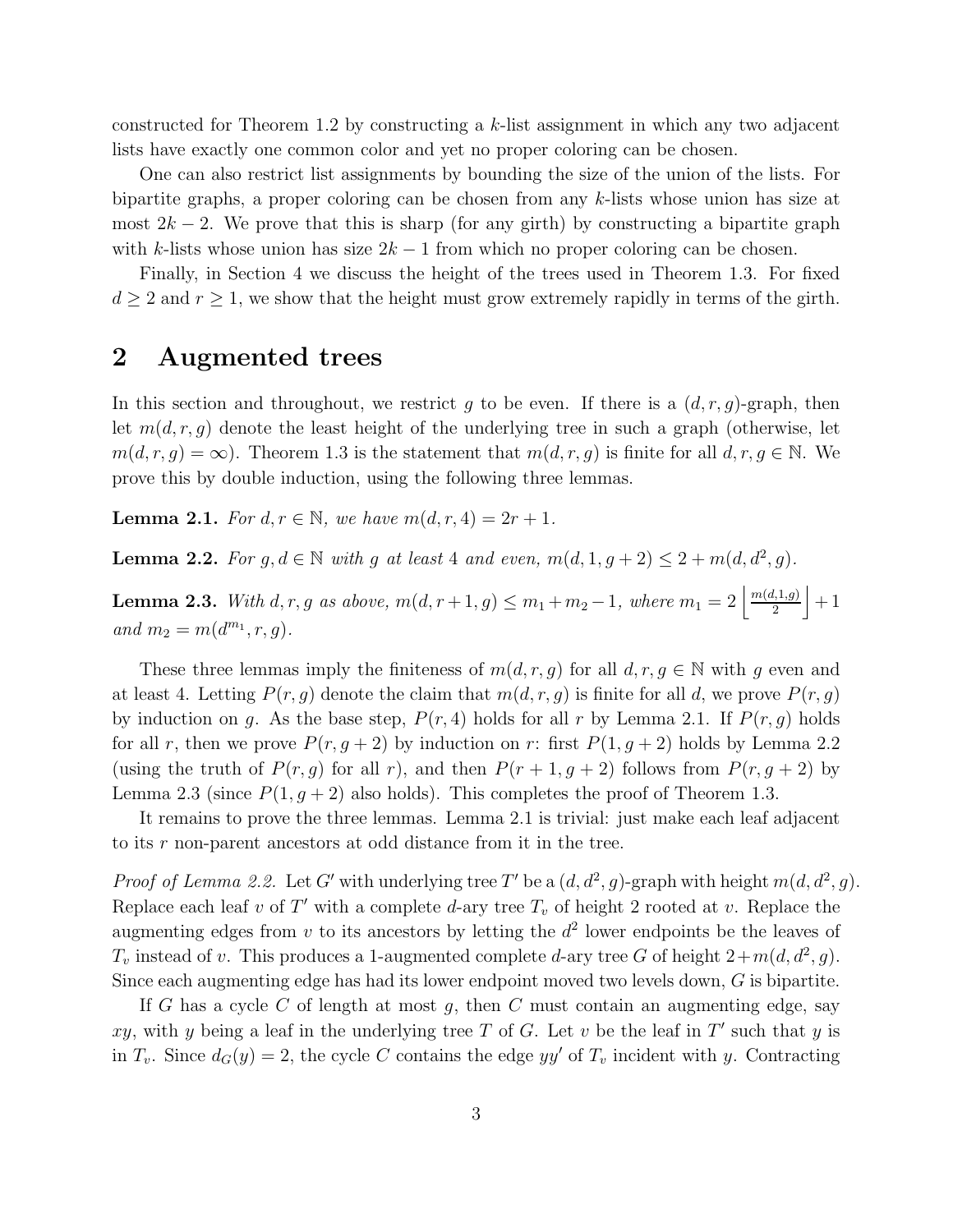constructed for Theorem 1.2 by constructing a $k$-list assignment in which any two adjacent lists have exactly one common color and yet no proper coloring can be chosen.

One can also restrict list assignments by bounding the size of the union of the lists. For bipartite graphs, a proper coloring can be chosen from any $k$-lists whose union has size at most $2k-2$. We prove that this is sharp (for any girth) by constructing a bipartite graph with $k$-lists whose union has size $2k-1$ from which no proper coloring can be chosen.

Finally, in Section 4 we discuss the height of the trees used in Theorem 1.3. For fixed $d \geq 2$ and $r \geq 1$, we show that the height must grow extremely rapidly in terms of the girth.

## 2 Augmented trees

In this section and throughout, we restrict $g$ to be even. If there is a $(d, r, g)$-graph, then let $m(d, r, g)$ denote the least height of the underlying tree in such a graph (otherwise, let $m(d, r, g) = \infty$). Theorem 1.3 is the statement that $m(d, r, g)$ is finite for all $d, r, g \in \mathbb{N}$. We prove this by double induction, using the following three lemmas.

**Lemma 2.1.** *For $d, r \in \mathbb{N}$, we have $m(d, r, 4) = 2r + 1$.*

**Lemma 2.2.** *For $g, d \in \mathbb{N}$ with $g$ at least 4 and even, $m(d, 1, g+2) \leq 2 + m(d, d^2, g)$.*

**Lemma 2.3.** *With $d, r, g$ as above, $m(d, r+1, g) \leq m_1 + m_2 - 1$, where $m_1 = 2\left\lfloor \frac{m(d,1,g)}{2} \right\rfloor + 1$ and $m_2 = m(d^{m_1}, r, g)$.*

These three lemmas imply the finiteness of $m(d, r, g)$ for all $d, r, g \in \mathbb{N}$ with $g$ even and at least 4. Letting $P(r, g)$ denote the claim that $m(d, r, g)$ is finite for all $d$, we prove $P(r, g)$ by induction on $g$. As the base step, $P(r, 4)$ holds for all $r$ by Lemma 2.1. If $P(r, g)$ holds for all $r$, then we prove $P(r, g+2)$ by induction on $r$: first $P(1, g+2)$ holds by Lemma 2.2 (using the truth of $P(r, g)$ for all $r$), and then $P(r+1, g+2)$ follows from $P(r, g+2)$ by Lemma 2.3 (since $P(1, g+2)$ also holds). This completes the proof of Theorem 1.3.

It remains to prove the three lemmas. Lemma 2.1 is trivial: just make each leaf adjacent to its $r$ non-parent ancestors at odd distance from it in the tree.

*Proof of Lemma 2.2.* Let $G'$ with underlying tree $T'$ be a $(d, d^2, g)$-graph with height $m(d, d^2, g)$. Replace each leaf $v$ of $T'$ with a complete $d$-ary tree $T_v$ of height 2 rooted at $v$. Replace the augmenting edges from $v$ to its ancestors by letting the $d^2$ lower endpoints be the leaves of $T_v$ instead of $v$. This produces a 1-augmented complete $d$-ary tree $G$ of height $2 + m(d, d^2, g)$. Since each augmenting edge has had its lower endpoint moved two levels down, $G$ is bipartite.

If $G$ has a cycle $C$ of length at most $g$, then $C$ must contain an augmenting edge, say $xy$, with $y$ being a leaf in the underlying tree $T$ of $G$. Let $v$ be the leaf in $T'$ such that $y$ is in $T_v$. Since $d_G(y) = 2$, the cycle $C$ contains the edge $yy'$ of $T_v$ incident with $y$. Contracting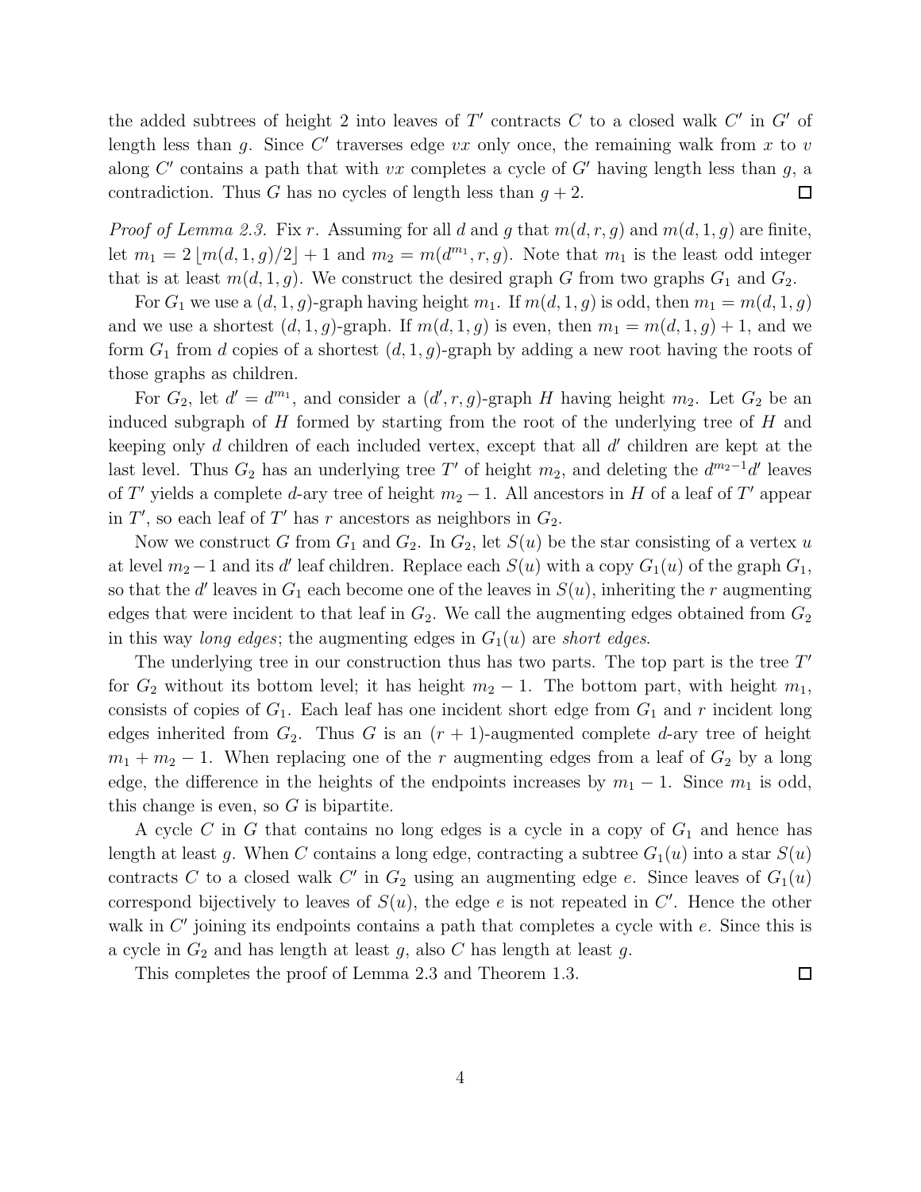the added subtrees of height 2 into leaves of $T'$ contracts $C$ to a closed walk $C'$ in $G'$ of length less than $g$. Since $C'$ traverses edge $vx$ only once, the remaining walk from $x$ to $v$ along $C'$ contains a path that with $vx$ completes a cycle of $G'$ having length less than $g$, a contradiction. Thus $G$ has no cycles of length less than $g + 2$. $\square$

*Proof of Lemma 2.3.* Fix $r$. Assuming for all $d$ and $g$ that $m(d, r, g)$ and $m(d, 1, g)$ are finite, let $m_1 = 2\lfloor m(d, 1, g)/2\rfloor + 1$ and $m_2 = m(d^{m_1}, r, g)$. Note that $m_1$ is the least odd integer that is at least $m(d, 1, g)$. We construct the desired graph $G$ from two graphs $G_1$ and $G_2$.

For $G_1$ we use a $(d, 1, g)$-graph having height $m_1$. If $m(d, 1, g)$ is odd, then $m_1 = m(d, 1, g)$ and we use a shortest $(d, 1, g)$-graph. If $m(d, 1, g)$ is even, then $m_1 = m(d, 1, g) + 1$, and we form $G_1$ from $d$ copies of a shortest $(d, 1, g)$-graph by adding a new root having the roots of those graphs as children.

For $G_2$, let $d' = d^{m_1}$, and consider a $(d', r, g)$-graph $H$ having height $m_2$. Let $G_2$ be an induced subgraph of $H$ formed by starting from the root of the underlying tree of $H$ and keeping only $d$ children of each included vertex, except that all $d'$ children are kept at the last level. Thus $G_2$ has an underlying tree $T'$ of height $m_2$, and deleting the $d^{m_2-1}d'$ leaves of $T'$ yields a complete $d$-ary tree of height $m_2 - 1$. All ancestors in $H$ of a leaf of $T'$ appear in $T'$, so each leaf of $T'$ has $r$ ancestors as neighbors in $G_2$.

Now we construct $G$ from $G_1$ and $G_2$. In $G_2$, let $S(u)$ be the star consisting of a vertex $u$ at level $m_2 - 1$ and its $d'$ leaf children. Replace each $S(u)$ with a copy $G_1(u)$ of the graph $G_1$, so that the $d'$ leaves in $G_1$ each become one of the leaves in $S(u)$, inheriting the $r$ augmenting edges that were incident to that leaf in $G_2$. We call the augmenting edges obtained from $G_2$ in this way *long edges*; the augmenting edges in $G_1(u)$ are *short edges*.

The underlying tree in our construction thus has two parts. The top part is the tree $T'$ for $G_2$ without its bottom level; it has height $m_2 - 1$. The bottom part, with height $m_1$, consists of copies of $G_1$. Each leaf has one incident short edge from $G_1$ and $r$ incident long edges inherited from $G_2$. Thus $G$ is an $(r + 1)$-augmented complete $d$-ary tree of height $m_1 + m_2 - 1$. When replacing one of the $r$ augmenting edges from a leaf of $G_2$ by a long edge, the difference in the heights of the endpoints increases by $m_1 - 1$. Since $m_1$ is odd, this change is even, so $G$ is bipartite.

A cycle $C$ in $G$ that contains no long edges is a cycle in a copy of $G_1$ and hence has length at least $g$. When $C$ contains a long edge, contracting a subtree $G_1(u)$ into a star $S(u)$ contracts $C$ to a closed walk $C'$ in $G_2$ using an augmenting edge $e$. Since leaves of $G_1(u)$ correspond bijectively to leaves of $S(u)$, the edge $e$ is not repeated in $C'$. Hence the other walk in $C'$ joining its endpoints contains a path that completes a cycle with $e$. Since this is a cycle in $G_2$ and has length at least $g$, also $C$ has length at least $g$.

This completes the proof of Lemma 2.3 and Theorem 1.3. $\square$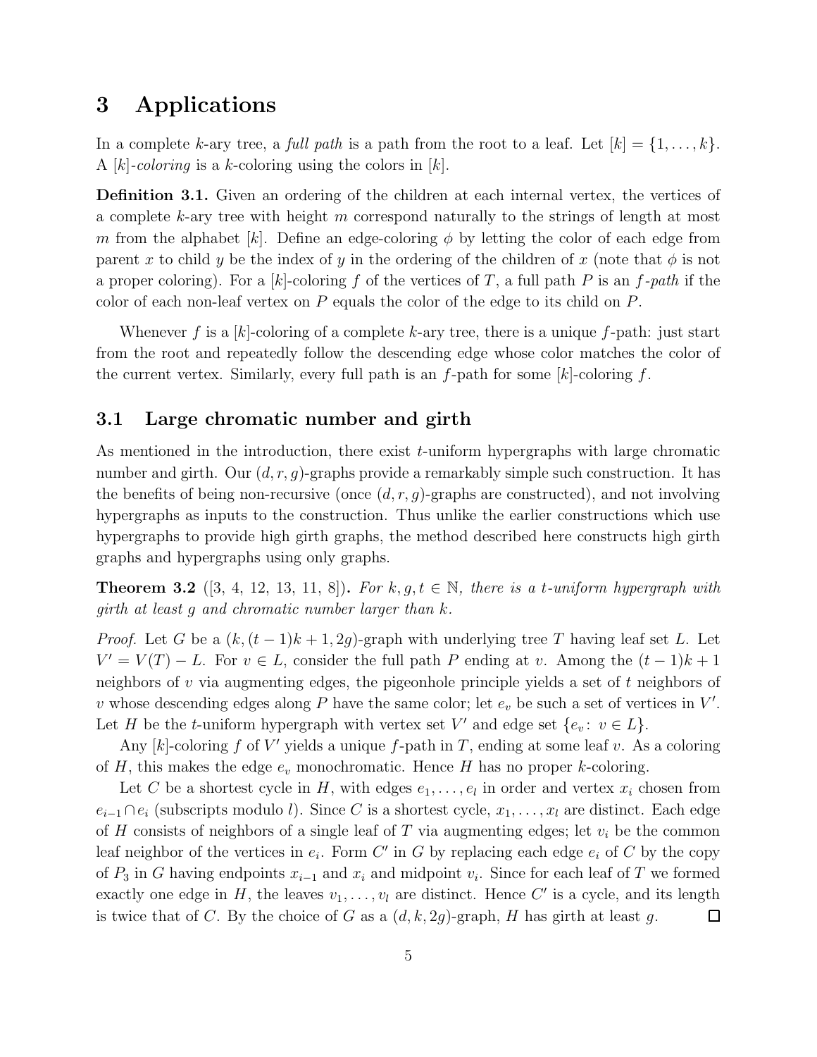# 3 Applications

In a complete $k$-ary tree, a *full path* is a path from the root to a leaf. Let $[k] = \{1, \ldots, k\}$. A $[k]$-*coloring* is a $k$-coloring using the colors in $[k]$.

**Definition 3.1.** Given an ordering of the children at each internal vertex, the vertices of a complete $k$-ary tree with height $m$ correspond naturally to the strings of length at most $m$ from the alphabet $[k]$. Define an edge-coloring $\phi$ by letting the color of each edge from parent $x$ to child $y$ be the index of $y$ in the ordering of the children of $x$ (note that $\phi$ is not a proper coloring). For a $[k]$-coloring $f$ of the vertices of $T$, a full path $P$ is an $f$-*path* if the color of each non-leaf vertex on $P$ equals the color of the edge to its child on $P$.

Whenever $f$ is a $[k]$-coloring of a complete $k$-ary tree, there is a unique $f$-path: just start from the root and repeatedly follow the descending edge whose color matches the color of the current vertex. Similarly, every full path is an $f$-path for some $[k]$-coloring $f$.

## 3.1 Large chromatic number and girth

As mentioned in the introduction, there exist $t$-uniform hypergraphs with large chromatic number and girth. Our $(d, r, g)$-graphs provide a remarkably simple such construction. It has the benefits of being non-recursive (once $(d, r, g)$-graphs are constructed), and not involving hypergraphs as inputs to the construction. Thus unlike the earlier constructions which use hypergraphs to provide high girth graphs, the method described here constructs high girth graphs and hypergraphs using only graphs.

**Theorem 3.2** ([3, 4, 12, 13, 11, 8])**.** *For $k, g, t \in \mathbb{N}$, there is a $t$-uniform hypergraph with girth at least $g$ and chromatic number larger than $k$.*

*Proof.* Let $G$ be a $(k, (t-1)k+1, 2g)$-graph with underlying tree $T$ having leaf set $L$. Let $V' = V(T) - L$. For $v \in L$, consider the full path $P$ ending at $v$. Among the $(t-1)k+1$ neighbors of $v$ via augmenting edges, the pigeonhole principle yields a set of $t$ neighbors of $v$ whose descending edges along $P$ have the same color; let $e_v$ be such a set of vertices in $V'$. Let $H$ be the $t$-uniform hypergraph with vertex set $V'$ and edge set $\{e_v \colon v \in L\}$.

Any $[k]$-coloring $f$ of $V'$ yields a unique $f$-path in $T$, ending at some leaf $v$. As a coloring of $H$, this makes the edge $e_v$ monochromatic. Hence $H$ has no proper $k$-coloring.

Let $C$ be a shortest cycle in $H$, with edges $e_1, \ldots, e_l$ in order and vertex $x_i$ chosen from $e_{i-1} \cap e_i$ (subscripts modulo $l$). Since $C$ is a shortest cycle, $x_1, \ldots, x_l$ are distinct. Each edge of $H$ consists of neighbors of a single leaf of $T$ via augmenting edges; let $v_i$ be the common leaf neighbor of the vertices in $e_i$. Form $C'$ in $G$ by replacing each edge $e_i$ of $C$ by the copy of $P_3$ in $G$ having endpoints $x_{i-1}$ and $x_i$ and midpoint $v_i$. Since for each leaf of $T$ we formed exactly one edge in $H$, the leaves $v_1, \ldots, v_l$ are distinct. Hence $C'$ is a cycle, and its length is twice that of $C$. By the choice of $G$ as a $(d, k, 2g)$-graph, $H$ has girth at least $g$. $\square$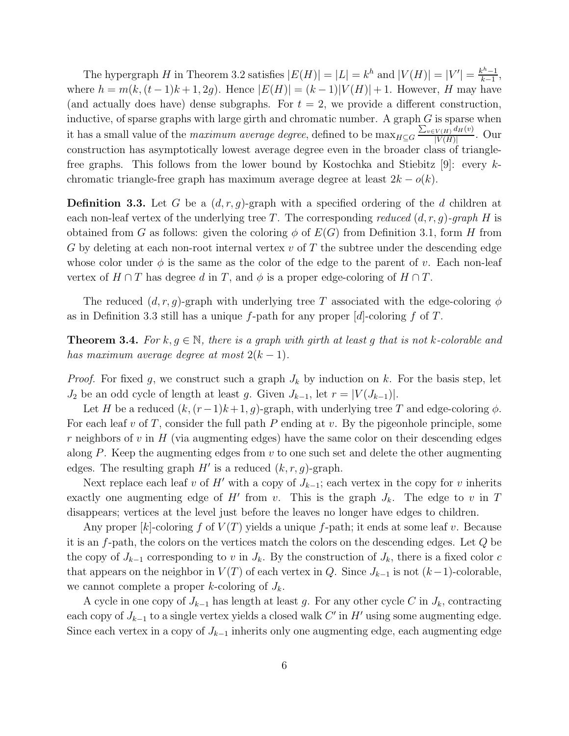The hypergraph $H$ in Theorem 3.2 satisfies $|E(H)| = |L| = k^h$ and $|V(H)| = |V'| = \frac{k^h-1}{k-1}$, where $h = m(k, (t-1)k+1, 2g)$. Hence $|E(H)| = (k-1)|V(H)|+1$. However, $H$ may have (and actually does have) dense subgraphs. For $t = 2$, we provide a different construction, inductive, of sparse graphs with large girth and chromatic number. A graph $G$ is sparse when it has a small value of the *maximum average degree*, defined to be $\max_{H \subseteq G} \frac{\sum_{v \in V(H)} d_H(v)}{|V(H)|}$. Our construction has asymptotically lowest average degree even in the broader class of triangle-free graphs. This follows from the lower bound by Kostochka and Stiebitz [9]: every $k$-chromatic triangle-free graph has maximum average degree at least $2k - o(k)$.

**Definition 3.3.** Let $G$ be a $(d, r, g)$-graph with a specified ordering of the $d$ children at each non-leaf vertex of the underlying tree $T$. The corresponding *reduced* $(d, r, g)$*-graph* $H$ is obtained from $G$ as follows: given the coloring $\phi$ of $E(G)$ from Definition 3.1, form $H$ from $G$ by deleting at each non-root internal vertex $v$ of $T$ the subtree under the descending edge whose color under $\phi$ is the same as the color of the edge to the parent of $v$. Each non-leaf vertex of $H \cap T$ has degree $d$ in $T$, and $\phi$ is a proper edge-coloring of $H \cap T$.

The reduced $(d, r, g)$-graph with underlying tree $T$ associated with the edge-coloring $\phi$ as in Definition 3.3 still has a unique $f$-path for any proper $[d]$-coloring $f$ of $T$.

**Theorem 3.4.** *For $k, g \in \mathbb{N}$, there is a graph with girth at least $g$ that is not $k$-colorable and has maximum average degree at most $2(k-1)$.*

*Proof.* For fixed $g$, we construct such a graph $J_k$ by induction on $k$. For the basis step, let $J_2$ be an odd cycle of length at least $g$. Given $J_{k-1}$, let $r = |V(J_{k-1})|$.

Let $H$ be a reduced $(k, (r-1)k+1, g)$-graph, with underlying tree $T$ and edge-coloring $\phi$. For each leaf $v$ of $T$, consider the full path $P$ ending at $v$. By the pigeonhole principle, some $r$ neighbors of $v$ in $H$ (via augmenting edges) have the same color on their descending edges along $P$. Keep the augmenting edges from $v$ to one such set and delete the other augmenting edges. The resulting graph $H'$ is a reduced $(k, r, g)$-graph.

Next replace each leaf $v$ of $H'$ with a copy of $J_{k-1}$; each vertex in the copy for $v$ inherits exactly one augmenting edge of $H'$ from $v$. This is the graph $J_k$. The edge to $v$ in $T$ disappears; vertices at the level just before the leaves no longer have edges to children.

Any proper $[k]$-coloring $f$ of $V(T)$ yields a unique $f$-path; it ends at some leaf $v$. Because it is an $f$-path, the colors on the vertices match the colors on the descending edges. Let $Q$ be the copy of $J_{k-1}$ corresponding to $v$ in $J_k$. By the construction of $J_k$, there is a fixed color $c$ that appears on the neighbor in $V(T)$ of each vertex in $Q$. Since $J_{k-1}$ is not $(k-1)$-colorable, we cannot complete a proper $k$-coloring of $J_k$.

A cycle in one copy of $J_{k-1}$ has length at least $g$. For any other cycle $C$ in $J_k$, contracting each copy of $J_{k-1}$ to a single vertex yields a closed walk $C'$ in $H'$ using some augmenting edge. Since each vertex in a copy of $J_{k-1}$ inherits only one augmenting edge, each augmenting edge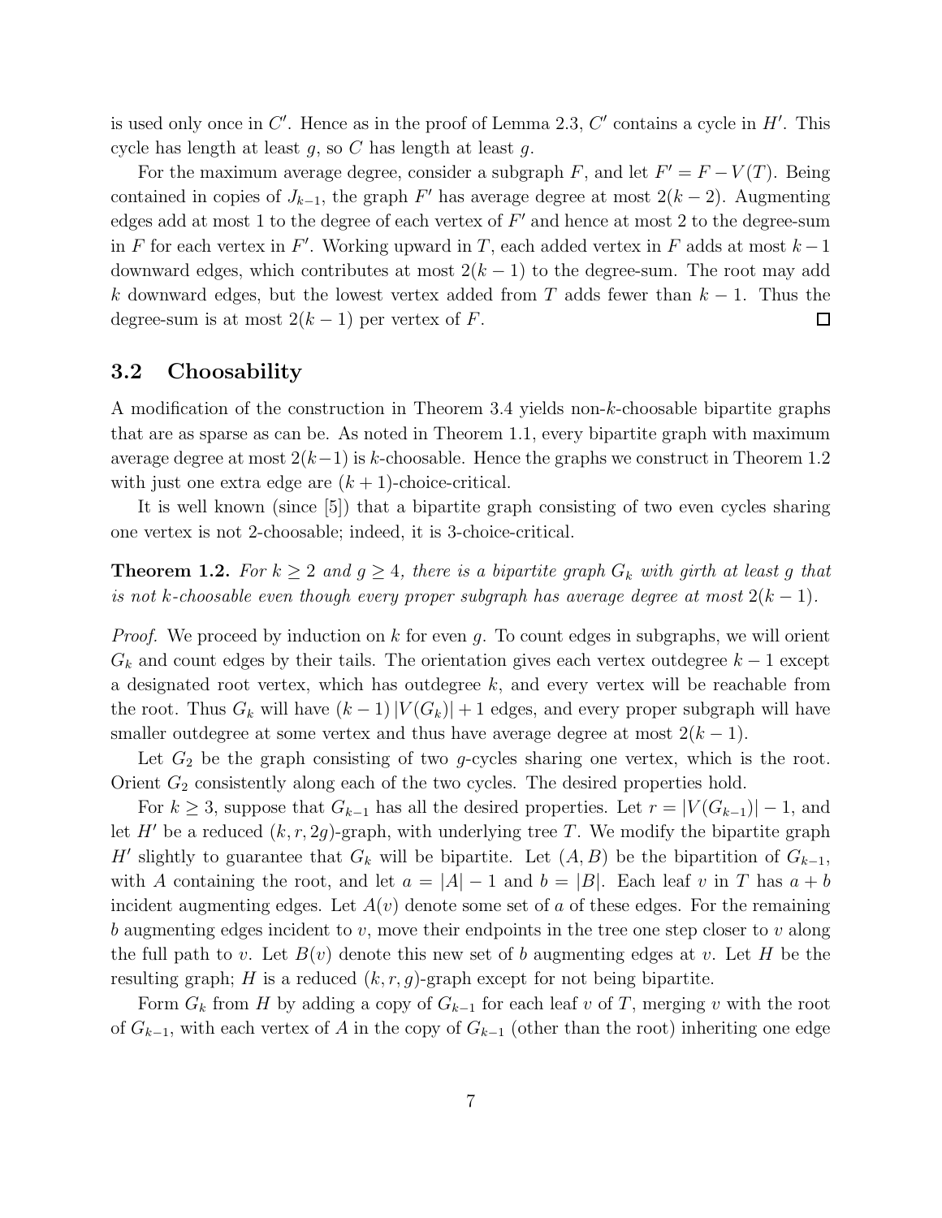is used only once in $C'$. Hence as in the proof of Lemma 2.3, $C'$ contains a cycle in $H'$. This cycle has length at least $g$, so $C$ has length at least $g$.

For the maximum average degree, consider a subgraph $F$, and let $F' = F - V(T)$. Being contained in copies of $J_{k-1}$, the graph $F'$ has average degree at most $2(k-2)$. Augmenting edges add at most 1 to the degree of each vertex of $F'$ and hence at most 2 to the degree-sum in $F$ for each vertex in $F'$. Working upward in $T$, each added vertex in $F$ adds at most $k-1$ downward edges, which contributes at most $2(k-1)$ to the degree-sum. The root may add $k$ downward edges, but the lowest vertex added from $T$ adds fewer than $k-1$. Thus the degree-sum is at most $2(k-1)$ per vertex of $F$. $\square$

## 3.2 Choosability

A modification of the construction in Theorem 3.4 yields non-$k$-choosable bipartite graphs that are as sparse as can be. As noted in Theorem 1.1, every bipartite graph with maximum average degree at most $2(k-1)$ is $k$-choosable. Hence the graphs we construct in Theorem 1.2 with just one extra edge are $(k+1)$-choice-critical.

It is well known (since [5]) that a bipartite graph consisting of two even cycles sharing one vertex is not 2-choosable; indeed, it is 3-choice-critical.

**Theorem 1.2.** *For $k \geq 2$ and $g \geq 4$, there is a bipartite graph $G_k$ with girth at least $g$ that is not $k$-choosable even though every proper subgraph has average degree at most $2(k-1)$.*

*Proof.* We proceed by induction on $k$ for even $g$. To count edges in subgraphs, we will orient $G_k$ and count edges by their tails. The orientation gives each vertex outdegree $k-1$ except a designated root vertex, which has outdegree $k$, and every vertex will be reachable from the root. Thus $G_k$ will have $(k-1)|V(G_k)|+1$ edges, and every proper subgraph will have smaller outdegree at some vertex and thus have average degree at most $2(k-1)$.

Let $G_2$ be the graph consisting of two $g$-cycles sharing one vertex, which is the root. Orient $G_2$ consistently along each of the two cycles. The desired properties hold.

For $k \geq 3$, suppose that $G_{k-1}$ has all the desired properties. Let $r = |V(G_{k-1})| - 1$, and let $H'$ be a reduced $(k, r, 2g)$-graph, with underlying tree $T$. We modify the bipartite graph $H'$ slightly to guarantee that $G_k$ will be bipartite. Let $(A, B)$ be the bipartition of $G_{k-1}$, with $A$ containing the root, and let $a = |A| - 1$ and $b = |B|$. Each leaf $v$ in $T$ has $a + b$ incident augmenting edges. Let $A(v)$ denote some set of $a$ of these edges. For the remaining $b$ augmenting edges incident to $v$, move their endpoints in the tree one step closer to $v$ along the full path to $v$. Let $B(v)$ denote this new set of $b$ augmenting edges at $v$. Let $H$ be the resulting graph; $H$ is a reduced $(k, r, g)$-graph except for not being bipartite.

Form $G_k$ from $H$ by adding a copy of $G_{k-1}$ for each leaf $v$ of $T$, merging $v$ with the root of $G_{k-1}$, with each vertex of $A$ in the copy of $G_{k-1}$ (other than the root) inheriting one edge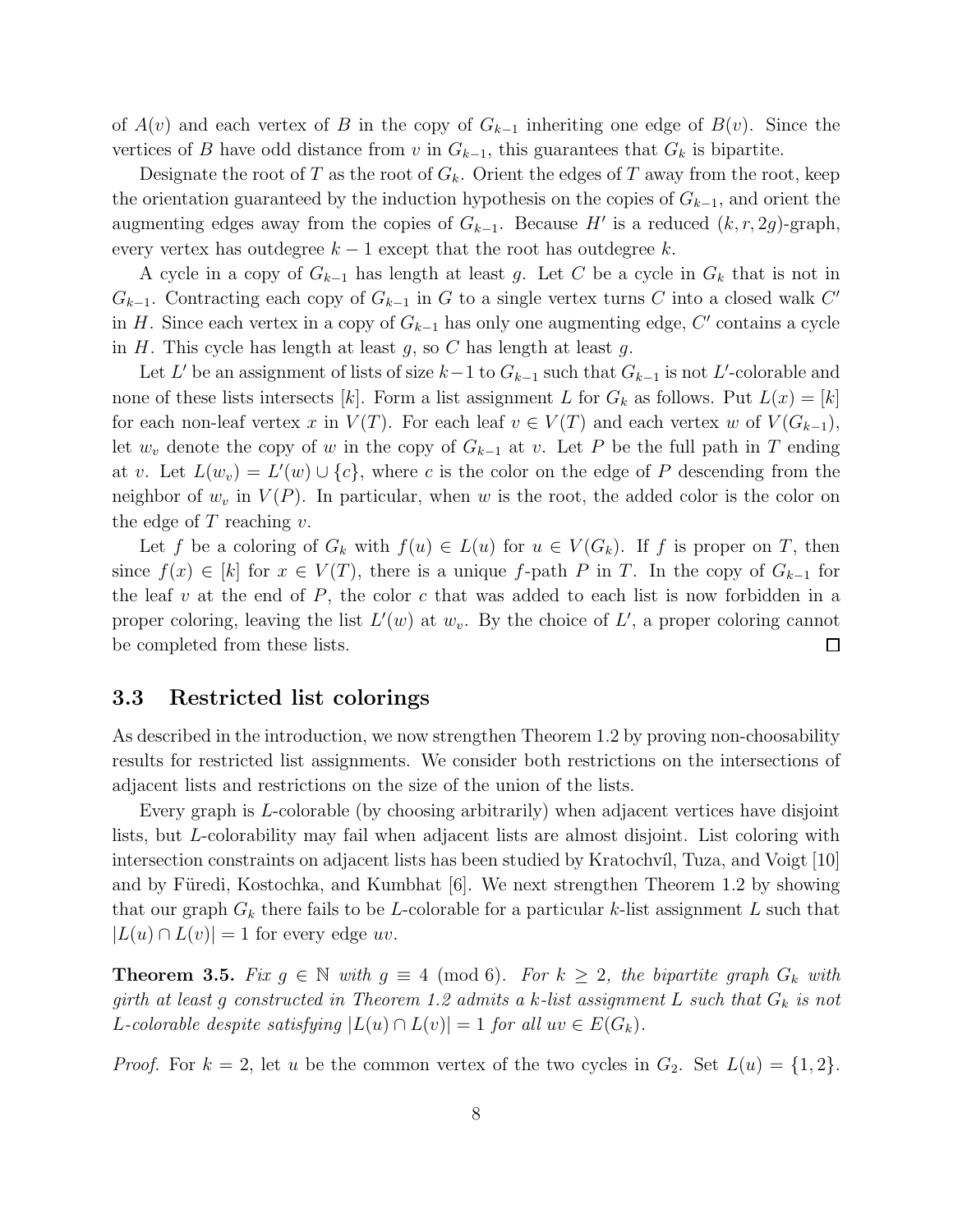of $A(v)$ and each vertex of $B$ in the copy of $G_{k-1}$ inheriting one edge of $B(v)$. Since the vertices of $B$ have odd distance from $v$ in $G_{k-1}$, this guarantees that $G_k$ is bipartite.

Designate the root of $T$ as the root of $G_k$. Orient the edges of $T$ away from the root, keep the orientation guaranteed by the induction hypothesis on the copies of $G_{k-1}$, and orient the augmenting edges away from the copies of $G_{k-1}$. Because $H'$ is a reduced $(k, r, 2g)$-graph, every vertex has outdegree $k-1$ except that the root has outdegree $k$.

A cycle in a copy of $G_{k-1}$ has length at least $g$. Let $C$ be a cycle in $G_k$ that is not in $G_{k-1}$. Contracting each copy of $G_{k-1}$ in $G$ to a single vertex turns $C$ into a closed walk $C'$ in $H$. Since each vertex in a copy of $G_{k-1}$ has only one augmenting edge, $C'$ contains a cycle in $H$. This cycle has length at least $g$, so $C$ has length at least $g$.

Let $L'$ be an assignment of lists of size $k-1$ to $G_{k-1}$ such that $G_{k-1}$ is not $L'$-colorable and none of these lists intersects $[k]$. Form a list assignment $L$ for $G_k$ as follows. Put $L(x) = [k]$ for each non-leaf vertex $x$ in $V(T)$. For each leaf $v \in V(T)$ and each vertex $w$ of $V(G_{k-1})$, let $w_v$ denote the copy of $w$ in the copy of $G_{k-1}$ at $v$. Let $P$ be the full path in $T$ ending at $v$. Let $L(w_v) = L'(w) \cup \{c\}$, where $c$ is the color on the edge of $P$ descending from the neighbor of $w_v$ in $V(P)$. In particular, when $w$ is the root, the added color is the color on the edge of $T$ reaching $v$.

Let $f$ be a coloring of $G_k$ with $f(u) \in L(u)$ for $u \in V(G_k)$. If $f$ is proper on $T$, then since $f(x) \in [k]$ for $x \in V(T)$, there is a unique $f$-path $P$ in $T$. In the copy of $G_{k-1}$ for the leaf $v$ at the end of $P$, the color $c$ that was added to each list is now forbidden in a proper coloring, leaving the list $L'(w)$ at $w_v$. By the choice of $L'$, a proper coloring cannot be completed from these lists. $\square$

### 3.3 Restricted list colorings

As described in the introduction, we now strengthen Theorem 1.2 by proving non-choosability results for restricted list assignments. We consider both restrictions on the intersections of adjacent lists and restrictions on the size of the union of the lists.

Every graph is $L$-colorable (by choosing arbitrarily) when adjacent vertices have disjoint lists, but $L$-colorability may fail when adjacent lists are almost disjoint. List coloring with intersection constraints on adjacent lists has been studied by Kratochvíl, Tuza, and Voigt [10] and by Füredi, Kostochka, and Kumbhat [6]. We next strengthen Theorem 1.2 by showing that our graph $G_k$ there fails to be $L$-colorable for a particular $k$-list assignment $L$ such that $|L(u) \cap L(v)| = 1$ for every edge $uv$.

**Theorem 3.5.** *Fix $g \in \mathbb{N}$ with $g \equiv 4 \pmod 6$. For $k \geq 2$, the bipartite graph $G_k$ with girth at least $g$ constructed in Theorem 1.2 admits a $k$-list assignment $L$ such that $G_k$ is not $L$-colorable despite satisfying $|L(u) \cap L(v)| = 1$ for all $uv \in E(G_k)$.*

*Proof.* For $k = 2$, let $u$ be the common vertex of the two cycles in $G_2$. Set $L(u) = \{1, 2\}$.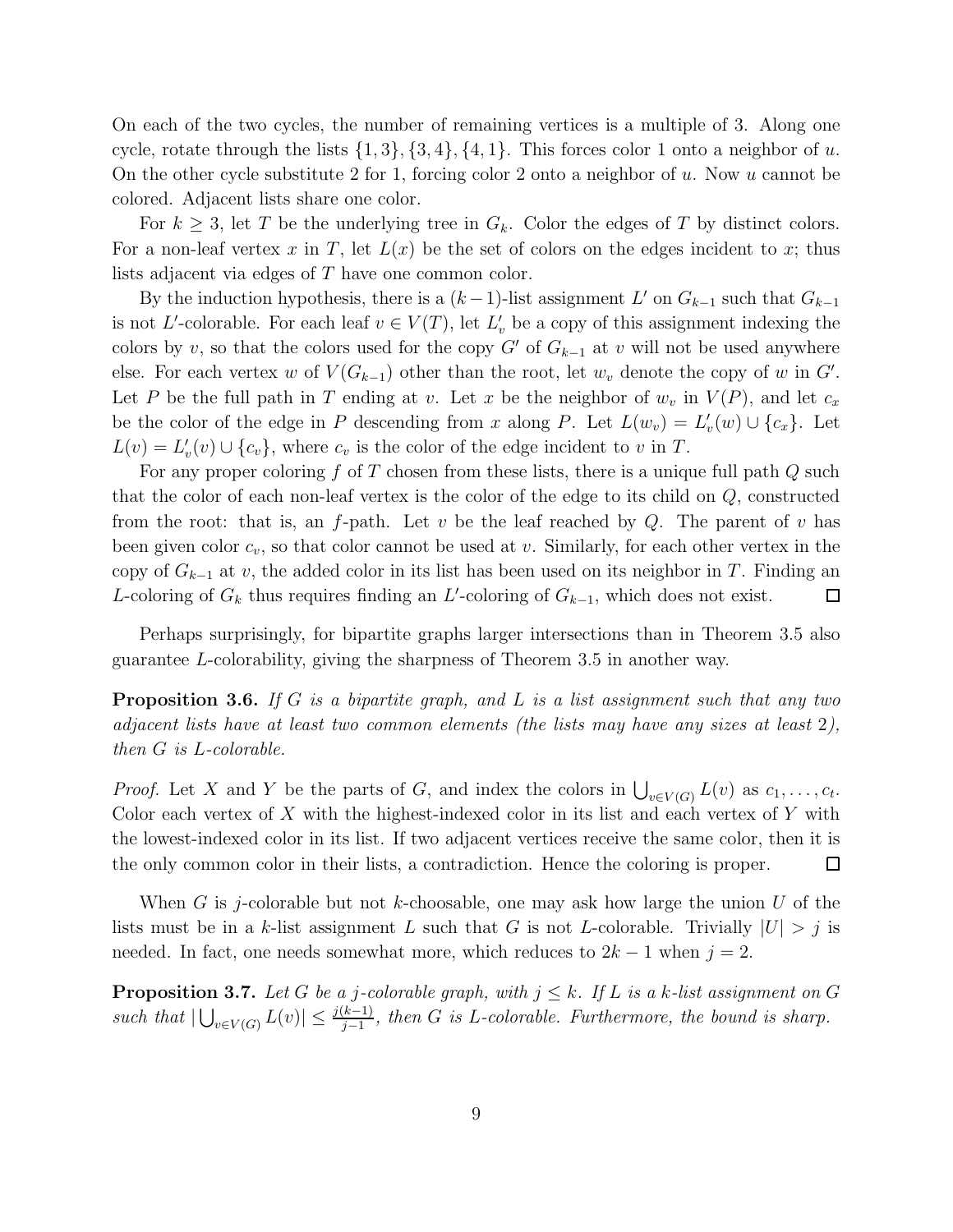On each of the two cycles, the number of remaining vertices is a multiple of 3. Along one cycle, rotate through the lists $\{1,3\}, \{3,4\}, \{4,1\}$. This forces color 1 onto a neighbor of $u$. On the other cycle substitute 2 for 1, forcing color 2 onto a neighbor of $u$. Now $u$ cannot be colored. Adjacent lists share one color.

For $k \ge 3$, let $T$ be the underlying tree in $G_k$. Color the edges of $T$ by distinct colors. For a non-leaf vertex $x$ in $T$, let $L(x)$ be the set of colors on the edges incident to $x$; thus lists adjacent via edges of $T$ have one common color.

By the induction hypothesis, there is a $(k-1)$-list assignment $L'$ on $G_{k-1}$ such that $G_{k-1}$ is not $L'$-colorable. For each leaf $v \in V(T)$, let $L'_v$ be a copy of this assignment indexing the colors by $v$, so that the colors used for the copy $G'$ of $G_{k-1}$ at $v$ will not be used anywhere else. For each vertex $w$ of $V(G_{k-1})$ other than the root, let $w_v$ denote the copy of $w$ in $G'$. Let $P$ be the full path in $T$ ending at $v$. Let $x$ be the neighbor of $w_v$ in $V(P)$, and let $c_x$ be the color of the edge in $P$ descending from $x$ along $P$. Let $L(w_v) = L'_v(w) \cup \{c_x\}$. Let $L(v) = L'_v(v) \cup \{c_v\}$, where $c_v$ is the color of the edge incident to $v$ in $T$.

For any proper coloring $f$ of $T$ chosen from these lists, there is a unique full path $Q$ such that the color of each non-leaf vertex is the color of the edge to its child on $Q$, constructed from the root: that is, an $f$-path. Let $v$ be the leaf reached by $Q$. The parent of $v$ has been given color $c_v$, so that color cannot be used at $v$. Similarly, for each other vertex in the copy of $G_{k-1}$ at $v$, the added color in its list has been used on its neighbor in $T$. Finding an $L$-coloring of $G_k$ thus requires finding an $L'$-coloring of $G_{k-1}$, which does not exist. $\square$

Perhaps surprisingly, for bipartite graphs larger intersections than in Theorem 3.5 also guarantee $L$-colorability, giving the sharpness of Theorem 3.5 in another way.

**Proposition 3.6.** *If $G$ is a bipartite graph, and $L$ is a list assignment such that any two adjacent lists have at least two common elements (the lists may have any sizes at least 2), then $G$ is $L$-colorable.*

*Proof.* Let $X$ and $Y$ be the parts of $G$, and index the colors in $\bigcup_{v \in V(G)} L(v)$ as $c_1, \ldots, c_t$. Color each vertex of $X$ with the highest-indexed color in its list and each vertex of $Y$ with the lowest-indexed color in its list. If two adjacent vertices receive the same color, then it is the only common color in their lists, a contradiction. Hence the coloring is proper. $\square$

When $G$ is $j$-colorable but not $k$-choosable, one may ask how large the union $U$ of the lists must be in a $k$-list assignment $L$ such that $G$ is not $L$-colorable. Trivially $|U| > j$ is needed. In fact, one needs somewhat more, which reduces to $2k-1$ when $j = 2$.

**Proposition 3.7.** *Let $G$ be a $j$-colorable graph, with $j \le k$. If $L$ is a $k$-list assignment on $G$ such that $|\bigcup_{v \in V(G)} L(v)| \le \frac{j(k-1)}{j-1}$, then $G$ is $L$-colorable. Furthermore, the bound is sharp.*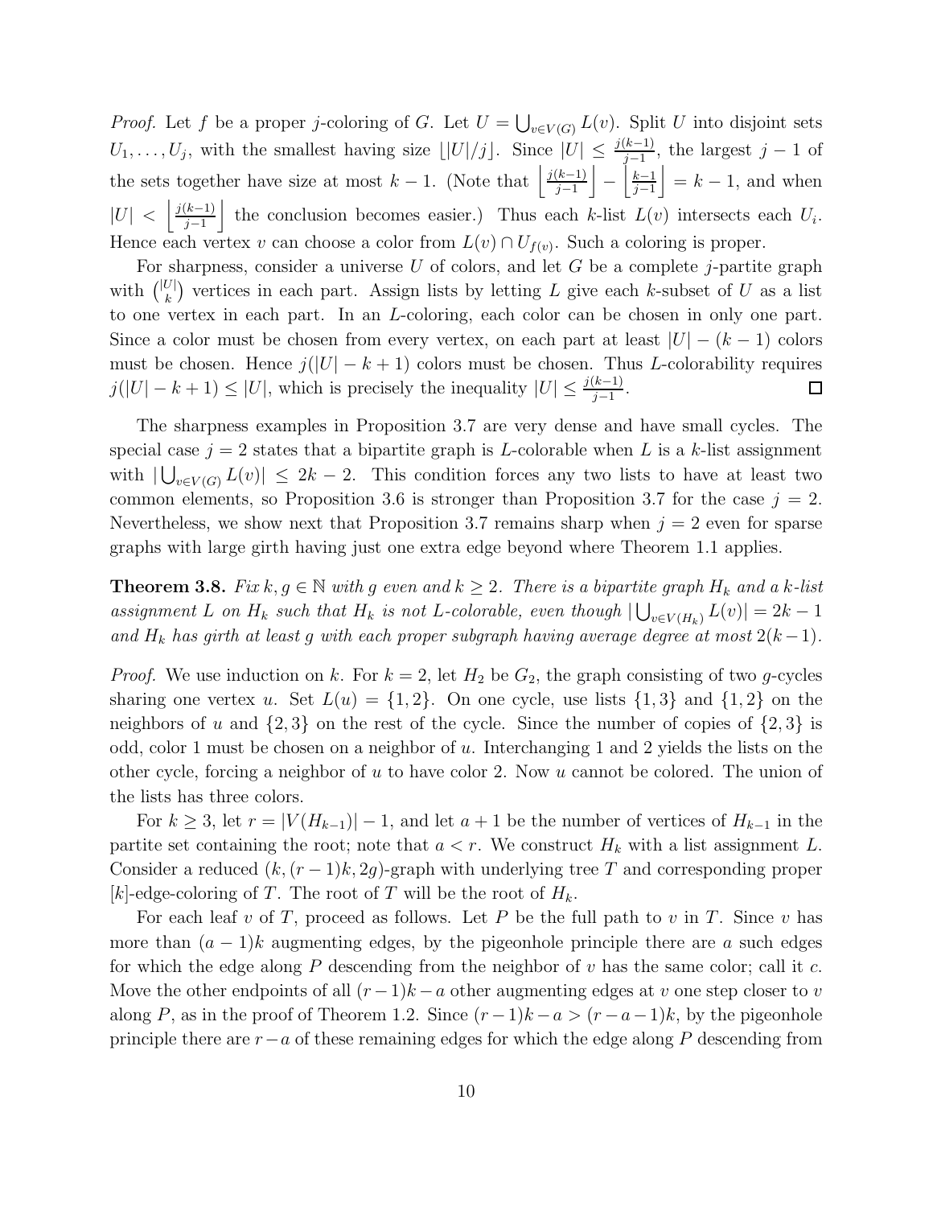*Proof.* Let $f$ be a proper $j$-coloring of $G$. Let $U = \bigcup_{v \in V(G)} L(v)$. Split $U$ into disjoint sets $U_1, \dots, U_j$, with the smallest having size $\lfloor |U|/j \rfloor$. Since $|U| \le \frac{j(k-1)}{j-1}$, the largest $j-1$ of the sets together have size at most $k-1$. (Note that $\left\lfloor \frac{j(k-1)}{j-1} \right\rfloor - \left\lfloor \frac{k-1}{j-1} \right\rfloor = k-1$, and when $|U| < \left\lfloor \frac{j(k-1)}{j-1} \right\rfloor$ the conclusion becomes easier.) Thus each $k$-list $L(v)$ intersects each $U_i$. Hence each vertex $v$ can choose a color from $L(v) \cap U_{f(v)}$. Such a coloring is proper.

For sharpness, consider a universe $U$ of colors, and let $G$ be a complete $j$-partite graph with $\binom{|U|}{k}$ vertices in each part. Assign lists by letting $L$ give each $k$-subset of $U$ as a list to one vertex in each part. In an $L$-coloring, each color can be chosen in only one part. Since a color must be chosen from every vertex, on each part at least $|U| - (k-1)$ colors must be chosen. Hence $j(|U| - k + 1)$ colors must be chosen. Thus $L$-colorability requires $j(|U| - k + 1) \le |U|$, which is precisely the inequality $|U| \le \frac{j(k-1)}{j-1}$. □

The sharpness examples in Proposition 3.7 are very dense and have small cycles. The special case $j = 2$ states that a bipartite graph is $L$-colorable when $L$ is a $k$-list assignment with $|\bigcup_{v \in V(G)} L(v)| \le 2k - 2$. This condition forces any two lists to have at least two common elements, so Proposition 3.6 is stronger than Proposition 3.7 for the case $j = 2$. Nevertheless, we show next that Proposition 3.7 remains sharp when $j = 2$ even for sparse graphs with large girth having just one extra edge beyond where Theorem 1.1 applies.

**Theorem 3.8.** *Fix $k, g \in \mathbb{N}$ with $g$ even and $k \ge 2$. There is a bipartite graph $H_k$ and a $k$-list assignment $L$ on $H_k$ such that $H_k$ is not $L$-colorable, even though $|\bigcup_{v \in V(H_k)} L(v)| = 2k - 1$ and $H_k$ has girth at least $g$ with each proper subgraph having average degree at most $2(k-1)$.*

*Proof.* We use induction on $k$. For $k = 2$, let $H_2$ be $G_2$, the graph consisting of two $g$-cycles sharing one vertex $u$. Set $L(u) = \{1, 2\}$. On one cycle, use lists $\{1, 3\}$ and $\{1, 2\}$ on the neighbors of $u$ and $\{2, 3\}$ on the rest of the cycle. Since the number of copies of $\{2, 3\}$ is odd, color 1 must be chosen on a neighbor of $u$. Interchanging 1 and 2 yields the lists on the other cycle, forcing a neighbor of $u$ to have color 2. Now $u$ cannot be colored. The union of the lists has three colors.

For $k \ge 3$, let $r = |V(H_{k-1})| - 1$, and let $a + 1$ be the number of vertices of $H_{k-1}$ in the partite set containing the root; note that $a < r$. We construct $H_k$ with a list assignment $L$. Consider a reduced $(k, (r-1)k, 2g)$-graph with underlying tree $T$ and corresponding proper $[k]$-edge-coloring of $T$. The root of $T$ will be the root of $H_k$.

For each leaf $v$ of $T$, proceed as follows. Let $P$ be the full path to $v$ in $T$. Since $v$ has more than $(a-1)k$ augmenting edges, by the pigeonhole principle there are $a$ such edges for which the edge along $P$ descending from the neighbor of $v$ has the same color; call it $c$. Move the other endpoints of all $(r-1)k - a$ other augmenting edges at $v$ one step closer to $v$ along $P$, as in the proof of Theorem 1.2. Since $(r-1)k - a > (r - a - 1)k$, by the pigeonhole principle there are $r - a$ of these remaining edges for which the edge along $P$ descending from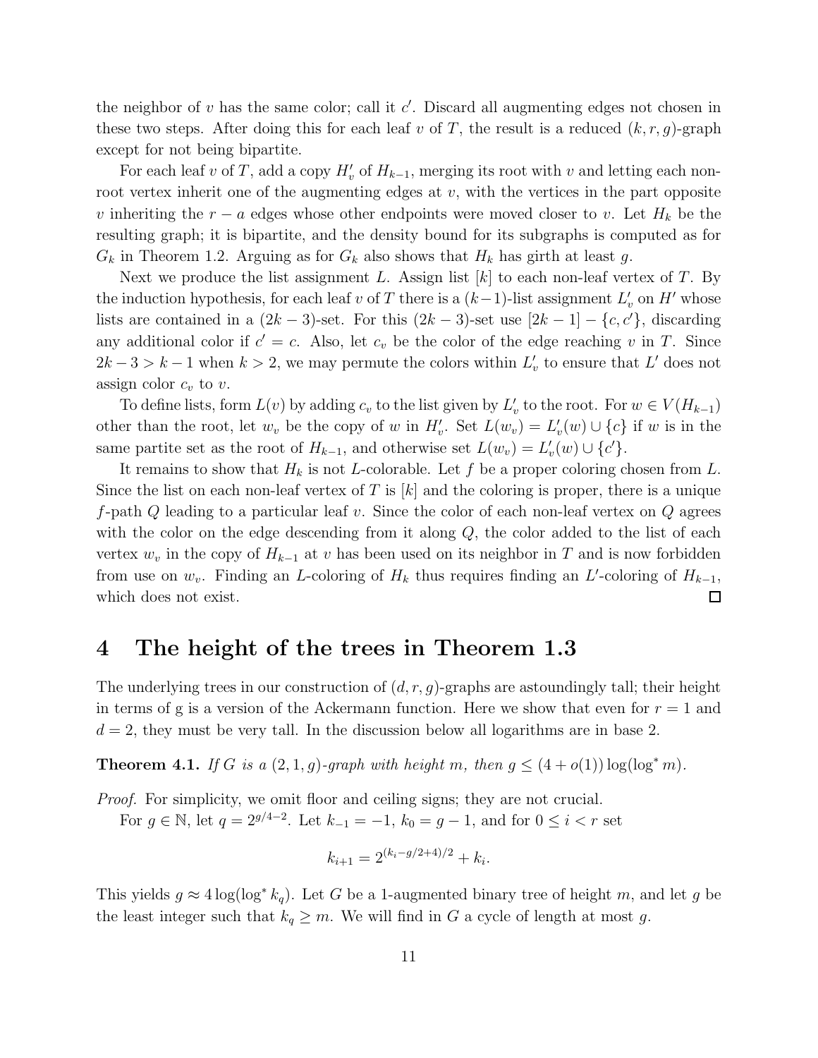the neighbor of $v$ has the same color; call it $c'$. Discard all augmenting edges not chosen in these two steps. After doing this for each leaf $v$ of $T$, the result is a reduced $(k, r, g)$-graph except for not being bipartite.

For each leaf $v$ of $T$, add a copy $H'_v$ of $H_{k-1}$, merging its root with $v$ and letting each non-root vertex inherit one of the augmenting edges at $v$, with the vertices in the part opposite $v$ inheriting the $r - a$ edges whose other endpoints were moved closer to $v$. Let $H_k$ be the resulting graph; it is bipartite, and the density bound for its subgraphs is computed as for $G_k$ in Theorem 1.2. Arguing as for $G_k$ also shows that $H_k$ has girth at least $g$.

Next we produce the list assignment $L$. Assign list $[k]$ to each non-leaf vertex of $T$. By the induction hypothesis, for each leaf $v$ of $T$ there is a $(k-1)$-list assignment $L'_v$ on $H'$ whose lists are contained in a $(2k-3)$-set. For this $(2k-3)$-set use $[2k-1] - \{c, c'\}$, discarding any additional color if $c' = c$. Also, let $c_v$ be the color of the edge reaching $v$ in $T$. Since $2k - 3 > k - 1$ when $k > 2$, we may permute the colors within $L'_v$ to ensure that $L'$ does not assign color $c_v$ to $v$.

To define lists, form $L(v)$ by adding $c_v$ to the list given by $L'_v$ to the root. For $w \in V(H_{k-1})$ other than the root, let $w_v$ be the copy of $w$ in $H'_v$. Set $L(w_v) = L'_v(w) \cup \{c\}$ if $w$ is in the same partite set as the root of $H_{k-1}$, and otherwise set $L(w_v) = L'_v(w) \cup \{c'\}$.

It remains to show that $H_k$ is not $L$-colorable. Let $f$ be a proper coloring chosen from $L$. Since the list on each non-leaf vertex of $T$ is $[k]$ and the coloring is proper, there is a unique $f$-path $Q$ leading to a particular leaf $v$. Since the color of each non-leaf vertex on $Q$ agrees with the color on the edge descending from it along $Q$, the color added to the list of each vertex $w_v$ in the copy of $H_{k-1}$ at $v$ has been used on its neighbor in $T$ and is now forbidden from use on $w_v$. Finding an $L$-coloring of $H_k$ thus requires finding an $L'$-coloring of $H_{k-1}$, which does not exist. $\square$

# 4 The height of the trees in Theorem 1.3

The underlying trees in our construction of $(d, r, g)$-graphs are astoundingly tall; their height in terms of g is a version of the Ackermann function. Here we show that even for $r = 1$ and $d = 2$, they must be very tall. In the discussion below all logarithms are in base 2.

**Theorem 4.1.** *If $G$ is a $(2, 1, g)$-graph with height $m$, then $g \le (4 + o(1)) \log(\log^* m)$.*

*Proof.* For simplicity, we omit floor and ceiling signs; they are not crucial.

For $g \in \mathbb{N}$, let $q = 2^{g/4-2}$. Let $k_{-1} = -1$, $k_0 = g - 1$, and for $0 \le i < r$ set

$$k_{i+1} = 2^{(k_i - g/2 + 4)/2} + k_i.$$

This yields $g \approx 4 \log(\log^* k_q)$. Let $G$ be a 1-augmented binary tree of height $m$, and let $g$ be the least integer such that $k_q \ge m$. We will find in $G$ a cycle of length at most $g$.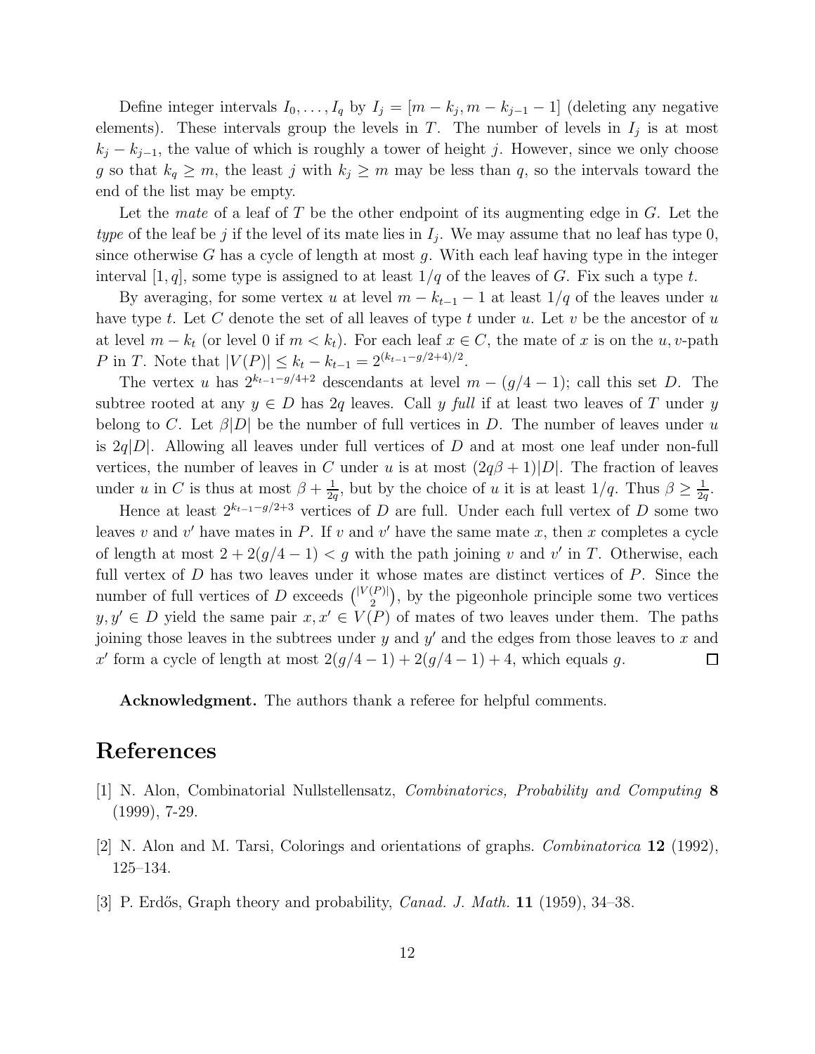Define integer intervals $I_0, \ldots, I_q$ by $I_j = [m - k_j, m - k_{j-1} - 1]$ (deleting any negative elements). These intervals group the levels in $T$. The number of levels in $I_j$ is at most $k_j - k_{j-1}$, the value of which is roughly a tower of height $j$. However, since we only choose $g$ so that $k_q \geq m$, the least $j$ with $k_j \geq m$ may be less than $q$, so the intervals toward the end of the list may be empty.

Let the *mate* of a leaf of $T$ be the other endpoint of its augmenting edge in $G$. Let the *type* of the leaf be $j$ if the level of its mate lies in $I_j$. We may assume that no leaf has type 0, since otherwise $G$ has a cycle of length at most $g$. With each leaf having type in the integer interval $[1, q]$, some type is assigned to at least $1/q$ of the leaves of $G$. Fix such a type $t$.

By averaging, for some vertex $u$ at level $m - k_{t-1} - 1$ at least $1/q$ of the leaves under $u$ have type $t$. Let $C$ denote the set of all leaves of type $t$ under $u$. Let $v$ be the ancestor of $u$ at level $m - k_t$ (or level 0 if $m < k_t$). For each leaf $x \in C$, the mate of $x$ is on the $u, v$-path $P$ in $T$. Note that $|V(P)| \leq k_t - k_{t-1} = 2^{(k_{t-1} - g/2 + 4)/2}$.

The vertex $u$ has $2^{k_{t-1} - g/4 + 2}$ descendants at level $m - (g/4 - 1)$; call this set $D$. The subtree rooted at any $y \in D$ has $2q$ leaves. Call $y$ *full* if at least two leaves of $T$ under $y$ belong to $C$. Let $\beta|D|$ be the number of full vertices in $D$. The number of leaves under $u$ is $2q|D|$. Allowing all leaves under full vertices of $D$ and at most one leaf under non-full vertices, the number of leaves in $C$ under $u$ is at most $(2q\beta + 1)|D|$. The fraction of leaves under $u$ in $C$ is thus at most $\beta + \frac{1}{2q}$, but by the choice of $u$ it is at least $1/q$. Thus $\beta \geq \frac{1}{2q}$.

Hence at least $2^{k_{t-1} - g/2 + 3}$ vertices of $D$ are full. Under each full vertex of $D$ some two leaves $v$ and $v'$ have mates in $P$. If $v$ and $v'$ have the same mate $x$, then $x$ completes a cycle of length at most $2 + 2(g/4 - 1) < g$ with the path joining $v$ and $v'$ in $T$. Otherwise, each full vertex of $D$ has two leaves under it whose mates are distinct vertices of $P$. Since the number of full vertices of $D$ exceeds $\binom{|V(P)|}{2}$, by the pigeonhole principle some two vertices $y, y' \in D$ yield the same pair $x, x' \in V(P)$ of mates of two leaves under them. The paths joining those leaves in the subtrees under $y$ and $y'$ and the edges from those leaves to $x$ and $x'$ form a cycle of length at most $2(g/4 - 1) + 2(g/4 - 1) + 4$, which equals $g$. $\square$

**Acknowledgment.** The authors thank a referee for helpful comments.

# References

[1] N. Alon, Combinatorial Nullstellensatz, *Combinatorics, Probability and Computing* **8** (1999), 7-29.

[2] N. Alon and M. Tarsi, Colorings and orientations of graphs. *Combinatorica* **12** (1992), 125–134.

[3] P. Erdős, Graph theory and probability, *Canad. J. Math.* **11** (1959), 34–38.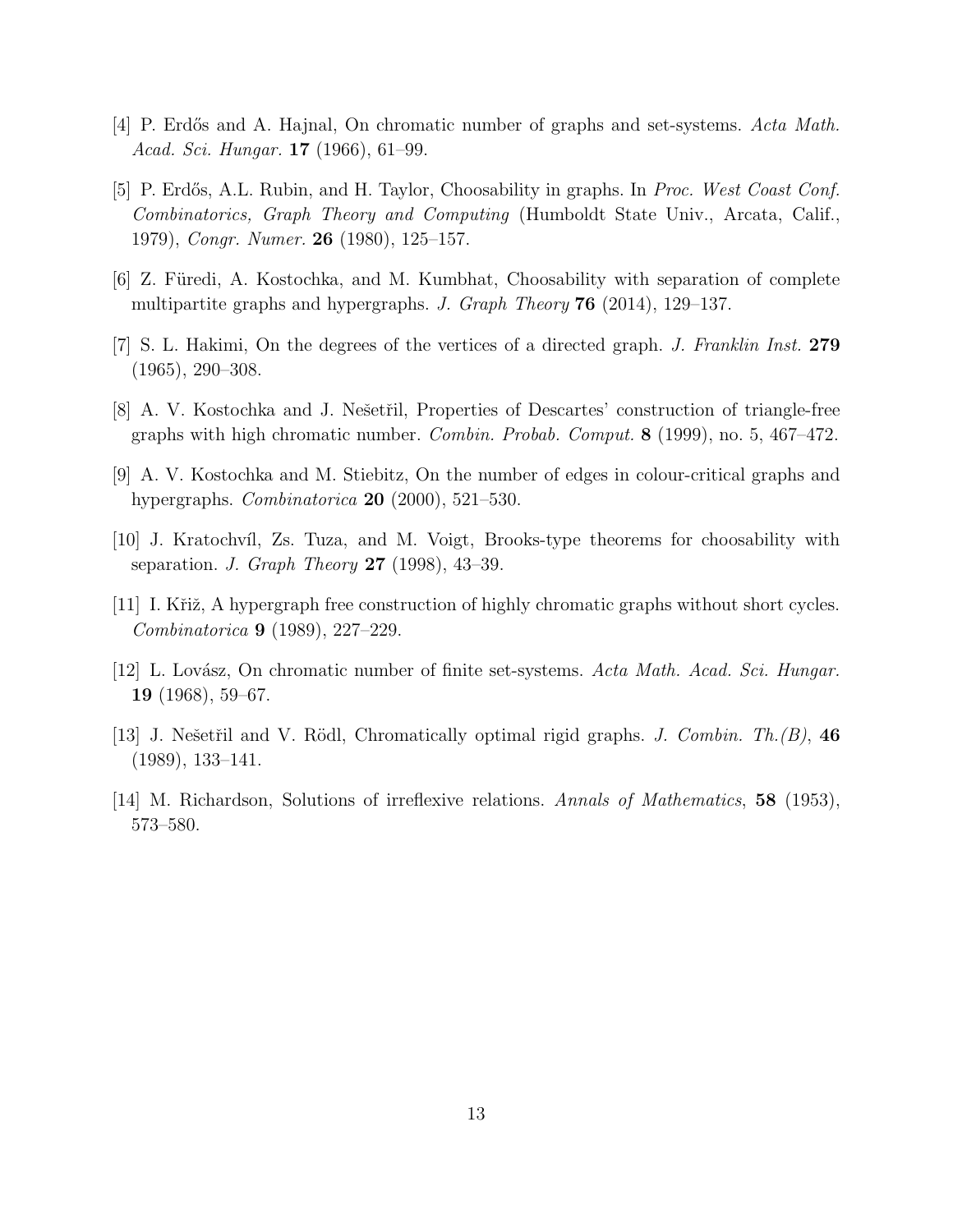[4] P. Erdős and A. Hajnal, On chromatic number of graphs and set-systems. *Acta Math. Acad. Sci. Hungar.* **17** (1966), 61–99.

[5] P. Erdős, A.L. Rubin, and H. Taylor, Choosability in graphs. In *Proc. West Coast Conf. Combinatorics, Graph Theory and Computing* (Humboldt State Univ., Arcata, Calif., 1979), *Congr. Numer.* **26** (1980), 125–157.

[6] Z. Füredi, A. Kostochka, and M. Kumbhat, Choosability with separation of complete multipartite graphs and hypergraphs. *J. Graph Theory* **76** (2014), 129–137.

[7] S. L. Hakimi, On the degrees of the vertices of a directed graph. *J. Franklin Inst.* **279** (1965), 290–308.

[8] A. V. Kostochka and J. Nešetřil, Properties of Descartes' construction of triangle-free graphs with high chromatic number. *Combin. Probab. Comput.* **8** (1999), no. 5, 467–472.

[9] A. V. Kostochka and M. Stiebitz, On the number of edges in colour-critical graphs and hypergraphs. *Combinatorica* **20** (2000), 521–530.

[10] J. Kratochvíl, Zs. Tuza, and M. Voigt, Brooks-type theorems for choosability with separation. *J. Graph Theory* **27** (1998), 43–39.

[11] I. Kříž, A hypergraph free construction of highly chromatic graphs without short cycles. *Combinatorica* **9** (1989), 227–229.

[12] L. Lovász, On chromatic number of finite set-systems. *Acta Math. Acad. Sci. Hungar.* **19** (1968), 59–67.

[13] J. Nešetřil and V. Rödl, Chromatically optimal rigid graphs. *J. Combin. Th.(B)*, **46** (1989), 133–141.

[14] M. Richardson, Solutions of irreflexive relations. *Annals of Mathematics*, **58** (1953), 573–580.